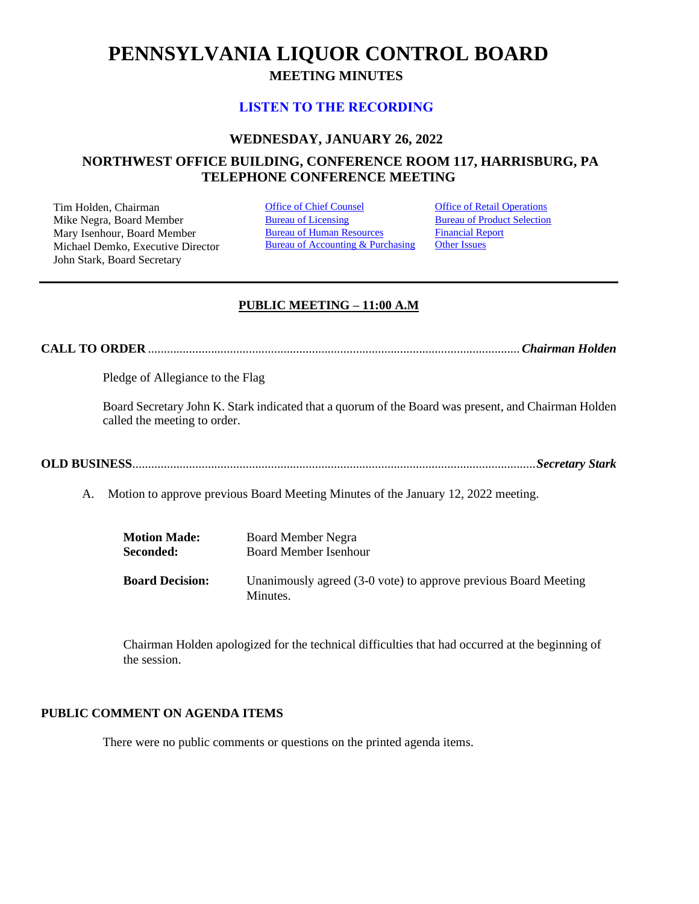# PENNSYLVANIA LIQUOR CONTROL BOARD

## MEETING MINUTES

### LISTEN TO THE RECORDING

### WEDNESDAY, JANUARY 26, 2022

### NORTHWEST OFFICE BUILDING, CONFERENCE ROOM 117, HARRISBURG, PA
### TELEPHONE CONFERENCE MEETING

| | | |
|---|---|---|
| Tim Holden, Chairman | Office of Chief Counsel | Office of Retail Operations |
| Mike Negra, Board Member | Bureau of Licensing | Bureau of Product Selection |
| Mary Isenhour, Board Member | Bureau of Human Resources | Financial Report |
| Michael Demko, Executive Director | Bureau of Accounting & Purchasing | Other Issues |
| John Stark, Board Secretary | | |

---

**PUBLIC MEETING – 11:00 A.M**

**CALL TO ORDER** ........................................................................................................... ***Chairman Holden***

Pledge of Allegiance to the Flag

Board Secretary John K. Stark indicated that a quorum of the Board was present, and Chairman Holden called the meeting to order.

**OLD BUSINESS** ........................................................................................................... ***Secretary Stark***

A. Motion to approve previous Board Meeting Minutes of the January 12, 2022 meeting.

| | |
|---|---|
| **Motion Made:** | Board Member Negra |
| **Seconded:** | Board Member Isenhour |
| **Board Decision:** | Unanimously agreed (3-0 vote) to approve previous Board Meeting Minutes. |

Chairman Holden apologized for the technical difficulties that had occurred at the beginning of the session.

**PUBLIC COMMENT ON AGENDA ITEMS**

There were no public comments or questions on the printed agenda items.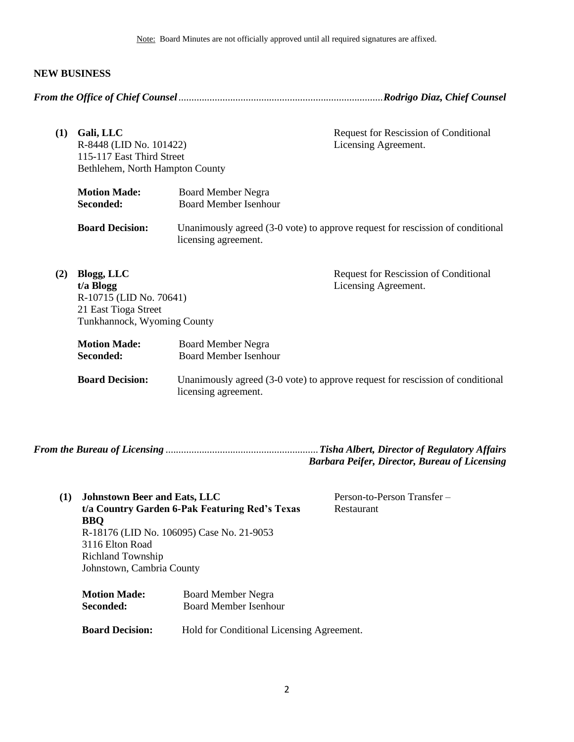Note: Board Minutes are not officially approved until all required signatures are affixed.

**NEW BUSINESS**

***From the Office of Chief Counsel*** ............................................................................. ***Rodrigo Diaz, Chief Counsel***

**(1) Gali, LLC**
R-8448 (LID No. 101422)
115-117 East Third Street
Bethlehem, North Hampton County

Request for Rescission of Conditional Licensing Agreement.

**Motion Made:** Board Member Negra
**Seconded:** Board Member Isenhour

**Board Decision:** Unanimously agreed (3-0 vote) to approve request for rescission of conditional licensing agreement.

**(2) Blogg, LLC**
**t/a Blogg**
R-10715 (LID No. 70641)
21 East Tioga Street
Tunkhannock, Wyoming County

Request for Rescission of Conditional Licensing Agreement.

**Motion Made:** Board Member Negra
**Seconded:** Board Member Isenhour

**Board Decision:** Unanimously agreed (3-0 vote) to approve request for rescission of conditional licensing agreement.

***From the Bureau of Licensing*** .......................................................... ***Tisha Albert, Director of Regulatory Affairs***
***Barbara Peifer, Director, Bureau of Licensing***

**(1) Johnstown Beer and Eats, LLC**
**t/a Country Garden 6-Pak Featuring Red's Texas BBQ**
R-18176 (LID No. 106095) Case No. 21-9053
3116 Elton Road
Richland Township
Johnstown, Cambria County

Person-to-Person Transfer – Restaurant

**Motion Made:** Board Member Negra
**Seconded:** Board Member Isenhour

**Board Decision:** Hold for Conditional Licensing Agreement.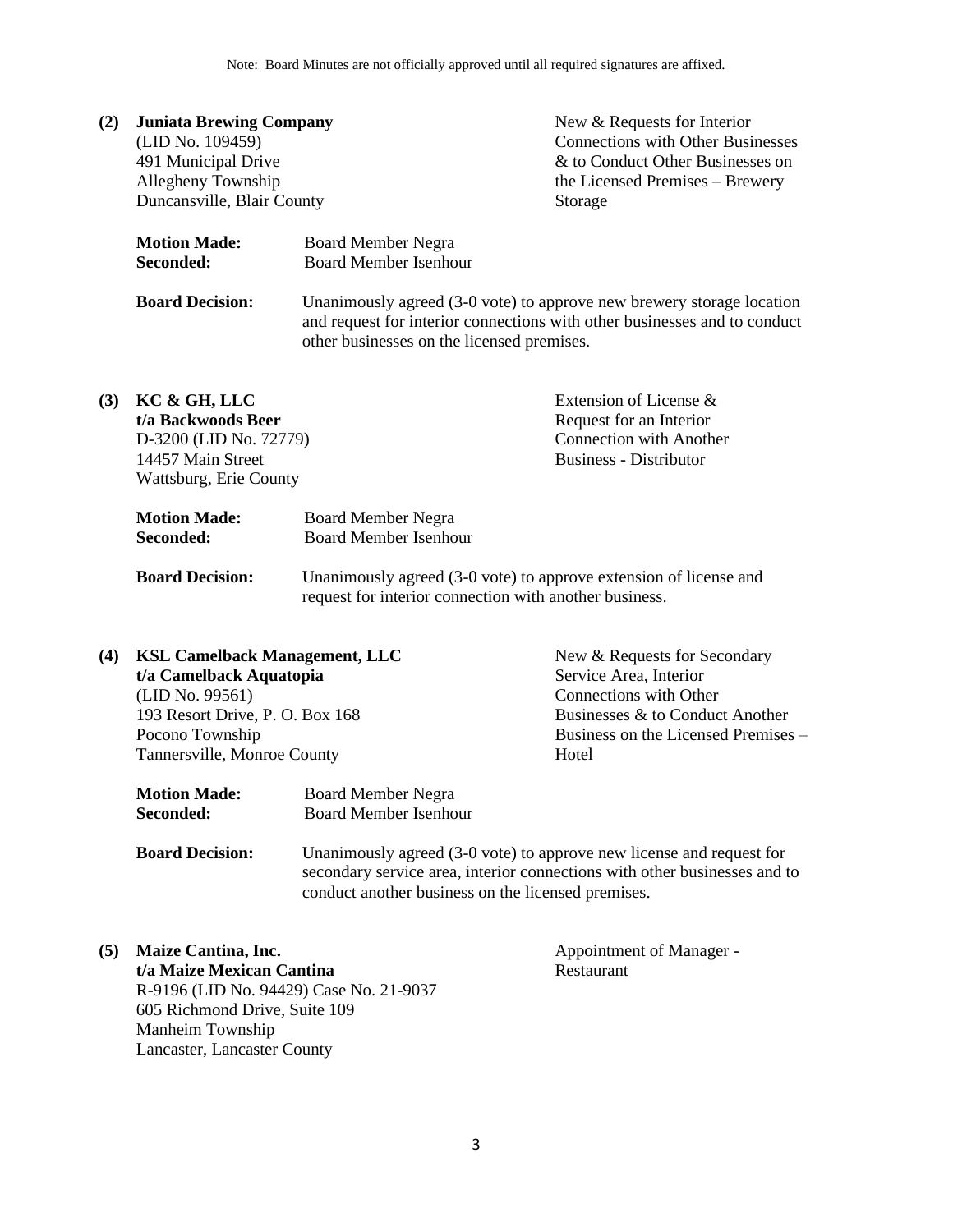Note: Board Minutes are not officially approved until all required signatures are affixed.

**(2) Juniata Brewing Company**
(LID No. 109459)
491 Municipal Drive
Allegheny Township
Duncansville, Blair County

New & Requests for Interior Connections with Other Businesses & to Conduct Other Businesses on the Licensed Premises – Brewery Storage

**Motion Made:** Board Member Negra
**Seconded:** Board Member Isenhour

**Board Decision:** Unanimously agreed (3-0 vote) to approve new brewery storage location and request for interior connections with other businesses and to conduct other businesses on the licensed premises.

**(3) KC & GH, LLC**
**t/a Backwoods Beer**
D-3200 (LID No. 72779)
14457 Main Street
Wattsburg, Erie County

Extension of License & Request for an Interior Connection with Another Business - Distributor

**Motion Made:** Board Member Negra
**Seconded:** Board Member Isenhour

**Board Decision:** Unanimously agreed (3-0 vote) to approve extension of license and request for interior connection with another business.

**(4) KSL Camelback Management, LLC**
**t/a Camelback Aquatopia**
(LID No. 99561)
193 Resort Drive, P. O. Box 168
Pocono Township
Tannersville, Monroe County

New & Requests for Secondary Service Area, Interior Connections with Other Businesses & to Conduct Another Business on the Licensed Premises – Hotel

**Motion Made:** Board Member Negra
**Seconded:** Board Member Isenhour

**Board Decision:** Unanimously agreed (3-0 vote) to approve new license and request for secondary service area, interior connections with other businesses and to conduct another business on the licensed premises.

**(5) Maize Cantina, Inc.**
**t/a Maize Mexican Cantina**
R-9196 (LID No. 94429) Case No. 21-9037
605 Richmond Drive, Suite 109
Manheim Township
Lancaster, Lancaster County

Appointment of Manager - Restaurant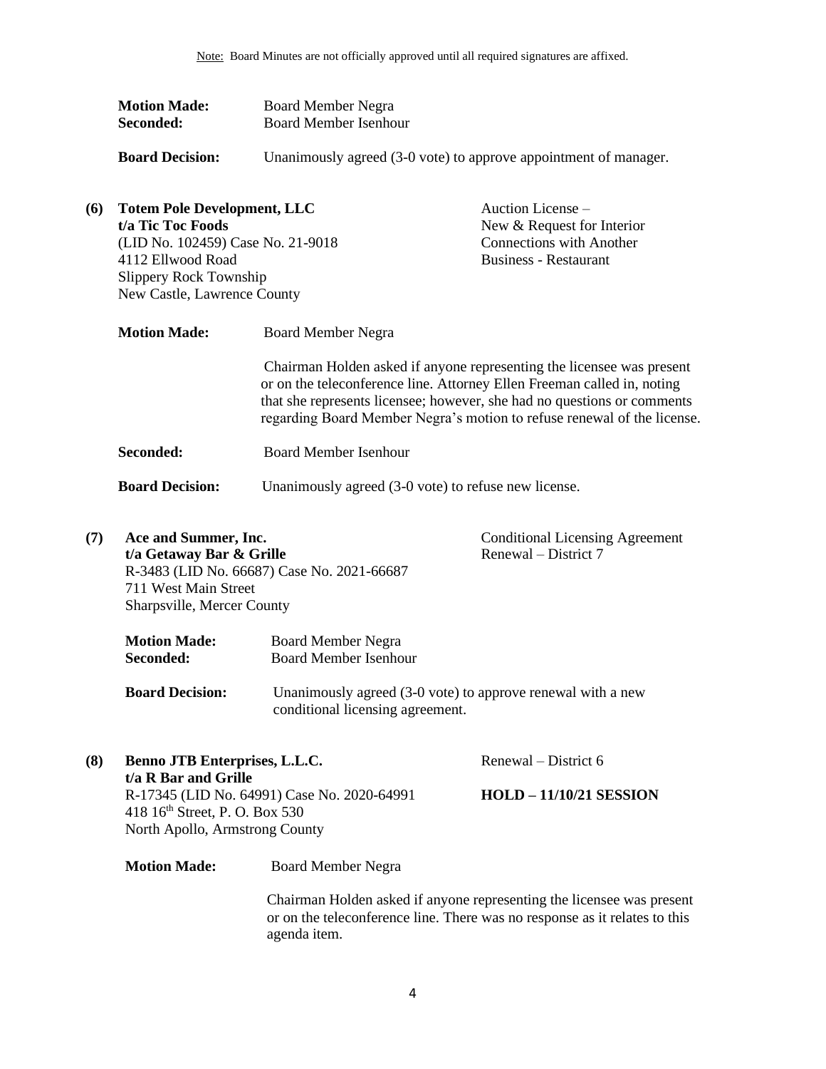Note: Board Minutes are not officially approved until all required signatures are affixed.

**Motion Made:** Board Member Negra
**Seconded:** Board Member Isenhour

**Board Decision:** Unanimously agreed (3-0 vote) to approve appointment of manager.

**(6) Totem Pole Development, LLC**
**t/a Tic Toc Foods**
(LID No. 102459) Case No. 21-9018
4112 Ellwood Road
Slippery Rock Township
New Castle, Lawrence County

Auction License –
New & Request for Interior
Connections with Another
Business - Restaurant

**Motion Made:** Board Member Negra

Chairman Holden asked if anyone representing the licensee was present or on the teleconference line. Attorney Ellen Freeman called in, noting that she represents licensee; however, she had no questions or comments regarding Board Member Negra's motion to refuse renewal of the license.

**Seconded:** Board Member Isenhour

**Board Decision:** Unanimously agreed (3-0 vote) to refuse new license.

**(7) Ace and Summer, Inc.**
**t/a Getaway Bar & Grille**
R-3483 (LID No. 66687) Case No. 2021-66687
711 West Main Street
Sharpsville, Mercer County

Conditional Licensing Agreement
Renewal – District 7

**Motion Made:** Board Member Negra
**Seconded:** Board Member Isenhour

**Board Decision:** Unanimously agreed (3-0 vote) to approve renewal with a new conditional licensing agreement.

**(8) Benno JTB Enterprises, L.L.C.**
**t/a R Bar and Grille**
R-17345 (LID No. 64991) Case No. 2020-64991
418 16th Street, P. O. Box 530
North Apollo, Armstrong County

Renewal – District 6

**HOLD – 11/10/21 SESSION**

**Motion Made:** Board Member Negra

Chairman Holden asked if anyone representing the licensee was present or on the teleconference line. There was no response as it relates to this agenda item.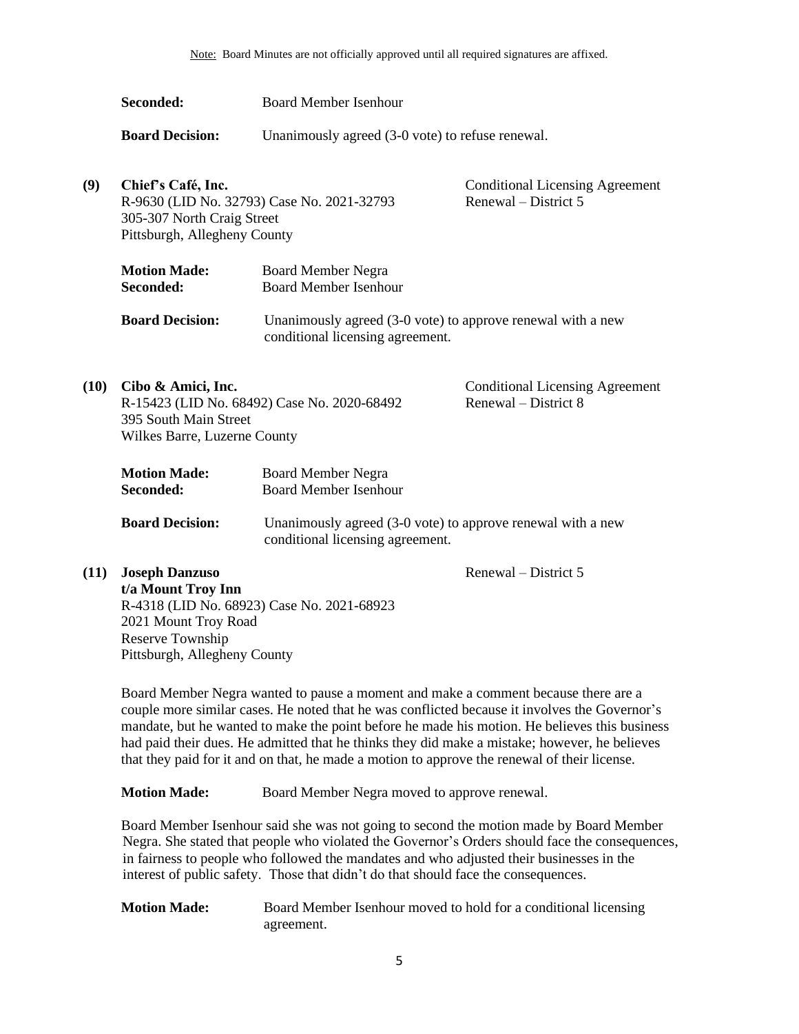Note: Board Minutes are not officially approved until all required signatures are affixed.

**Seconded:** Board Member Isenhour

**Board Decision:** Unanimously agreed (3-0 vote) to refuse renewal.

**(9) Chief's Café, Inc.**
R-9630 (LID No. 32793) Case No. 2021-32793
305-307 North Craig Street
Pittsburgh, Allegheny County

Conditional Licensing Agreement Renewal – District 5

**Motion Made:** Board Member Negra
**Seconded:** Board Member Isenhour

**Board Decision:** Unanimously agreed (3-0 vote) to approve renewal with a new conditional licensing agreement.

**(10) Cibo & Amici, Inc.**
R-15423 (LID No. 68492) Case No. 2020-68492
395 South Main Street
Wilkes Barre, Luzerne County

Conditional Licensing Agreement Renewal – District 8

**Motion Made:** Board Member Negra
**Seconded:** Board Member Isenhour

**Board Decision:** Unanimously agreed (3-0 vote) to approve renewal with a new conditional licensing agreement.

**(11) Joseph Danzuso**
**t/a Mount Troy Inn**
R-4318 (LID No. 68923) Case No. 2021-68923
2021 Mount Troy Road
Reserve Township
Pittsburgh, Allegheny County

Renewal – District 5

Board Member Negra wanted to pause a moment and make a comment because there are a couple more similar cases. He noted that he was conflicted because it involves the Governor's mandate, but he wanted to make the point before he made his motion. He believes this business had paid their dues. He admitted that he thinks they did make a mistake; however, he believes that they paid for it and on that, he made a motion to approve the renewal of their license.

**Motion Made:** Board Member Negra moved to approve renewal.

Board Member Isenhour said she was not going to second the motion made by Board Member Negra. She stated that people who violated the Governor's Orders should face the consequences, in fairness to people who followed the mandates and who adjusted their businesses in the interest of public safety. Those that didn't do that should face the consequences.

**Motion Made:** Board Member Isenhour moved to hold for a conditional licensing agreement.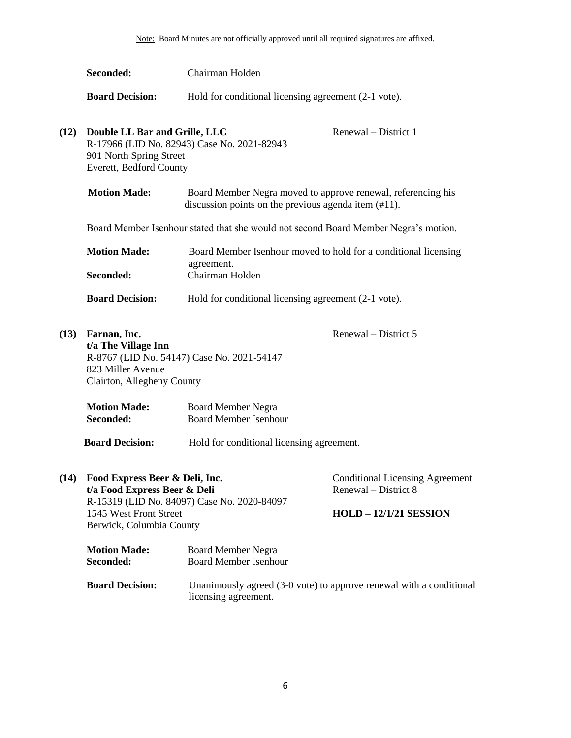Note: Board Minutes are not officially approved until all required signatures are affixed.

**Seconded:** Chairman Holden

**Board Decision:** Hold for conditional licensing agreement (2-1 vote).

**(12) Double LL Bar and Grille, LLC** — Renewal – District 1
R-17966 (LID No. 82943) Case No. 2021-82943
901 North Spring Street
Everett, Bedford County

**Motion Made:** Board Member Negra moved to approve renewal, referencing his discussion points on the previous agenda item (#11).

Board Member Isenhour stated that she would not second Board Member Negra's motion.

**Motion Made:** Board Member Isenhour moved to hold for a conditional licensing agreement.
**Seconded:** Chairman Holden

**Board Decision:** Hold for conditional licensing agreement (2-1 vote).

**(13) Farnan, Inc.** — Renewal – District 5
**t/a The Village Inn**
R-8767 (LID No. 54147) Case No. 2021-54147
823 Miller Avenue
Clairton, Allegheny County

**Motion Made:** Board Member Negra
**Seconded:** Board Member Isenhour

**Board Decision:** Hold for conditional licensing agreement.

**(14) Food Express Beer & Deli, Inc.** — Conditional Licensing Agreement
**t/a Food Express Beer & Deli** — Renewal – District 8
R-15319 (LID No. 84097) Case No. 2020-84097
1545 West Front Street — **HOLD – 12/1/21 SESSION**
Berwick, Columbia County

**Motion Made:** Board Member Negra
**Seconded:** Board Member Isenhour

**Board Decision:** Unanimously agreed (3-0 vote) to approve renewal with a conditional licensing agreement.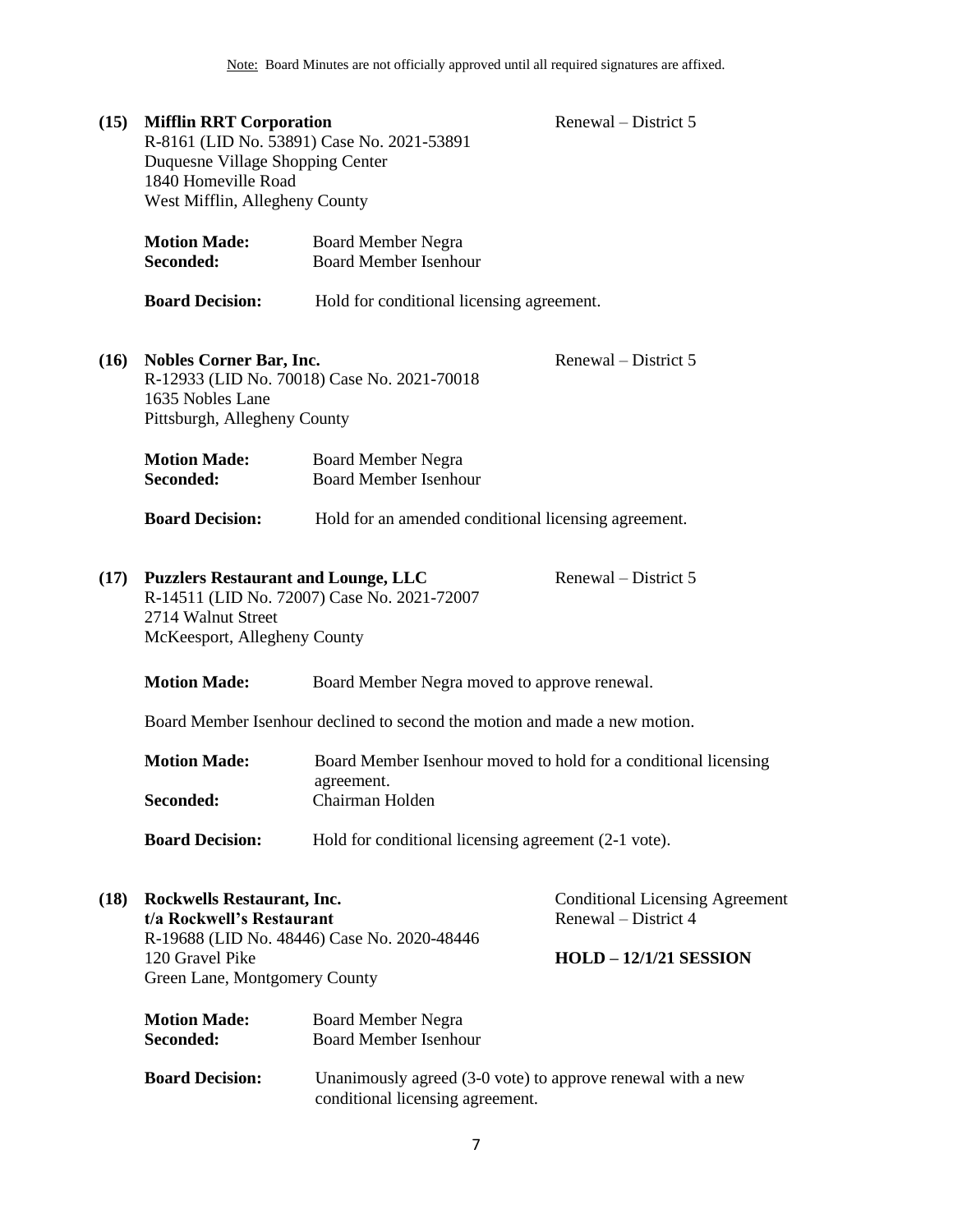Note: Board Minutes are not officially approved until all required signatures are affixed.

**(15) Mifflin RRT Corporation** Renewal – District 5
R-8161 (LID No. 53891) Case No. 2021-53891
Duquesne Village Shopping Center
1840 Homeville Road
West Mifflin, Allegheny County

**Motion Made:** Board Member Negra
**Seconded:** Board Member Isenhour

**Board Decision:** Hold for conditional licensing agreement.

**(16) Nobles Corner Bar, Inc.** Renewal – District 5
R-12933 (LID No. 70018) Case No. 2021-70018
1635 Nobles Lane
Pittsburgh, Allegheny County

**Motion Made:** Board Member Negra
**Seconded:** Board Member Isenhour

**Board Decision:** Hold for an amended conditional licensing agreement.

**(17) Puzzlers Restaurant and Lounge, LLC** Renewal – District 5
R-14511 (LID No. 72007) Case No. 2021-72007
2714 Walnut Street
McKeesport, Allegheny County

**Motion Made:** Board Member Negra moved to approve renewal.

Board Member Isenhour declined to second the motion and made a new motion.

**Motion Made:** Board Member Isenhour moved to hold for a conditional licensing agreement.
**Seconded:** Chairman Holden

**Board Decision:** Hold for conditional licensing agreement (2-1 vote).

**(18) Rockwells Restaurant, Inc.** Conditional Licensing Agreement
**t/a Rockwell's Restaurant** Renewal – District 4
R-19688 (LID No. 48446) Case No. 2020-48446
120 Gravel Pike **HOLD – 12/1/21 SESSION**
Green Lane, Montgomery County

**Motion Made:** Board Member Negra
**Seconded:** Board Member Isenhour

**Board Decision:** Unanimously agreed (3-0 vote) to approve renewal with a new conditional licensing agreement.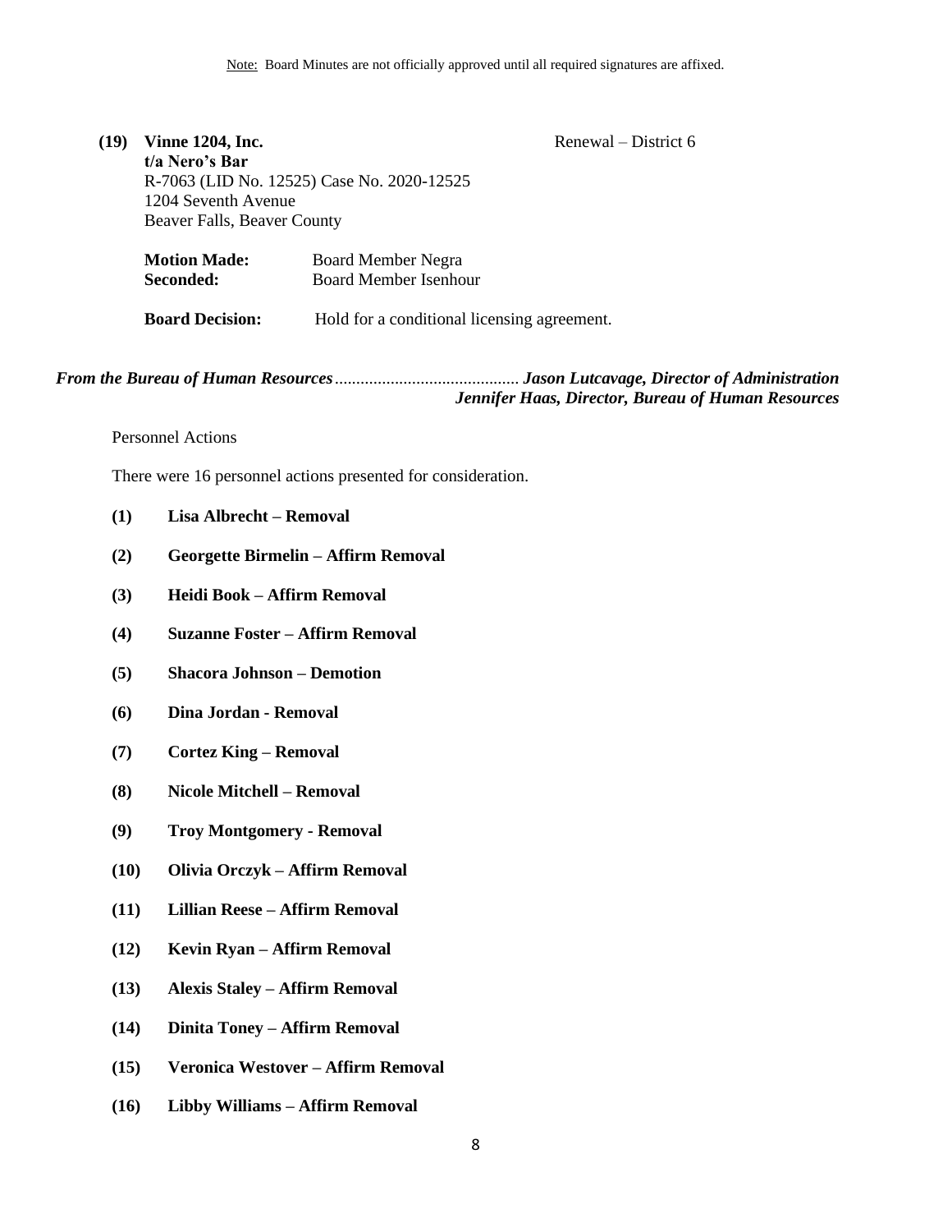**(19) Vinne 1204, Inc.** Renewal – District 6
**t/a Nero's Bar**
R-7063 (LID No. 12525) Case No. 2020-12525
1204 Seventh Avenue
Beaver Falls, Beaver County

**Motion Made:** Board Member Negra
**Seconded:** Board Member Isenhour

**Board Decision:** Hold for a conditional licensing agreement.

***From the Bureau of Human Resources*** .......................................... ***Jason Lutcavage, Director of Administration***
***Jennifer Haas, Director, Bureau of Human Resources***

Personnel Actions

There were 16 personnel actions presented for consideration.

**(1) Lisa Albrecht – Removal**

**(2) Georgette Birmelin – Affirm Removal**

**(3) Heidi Book – Affirm Removal**

**(4) Suzanne Foster – Affirm Removal**

**(5) Shacora Johnson – Demotion**

**(6) Dina Jordan - Removal**

**(7) Cortez King – Removal**

**(8) Nicole Mitchell – Removal**

**(9) Troy Montgomery - Removal**

**(10) Olivia Orczyk – Affirm Removal**

**(11) Lillian Reese – Affirm Removal**

**(12) Kevin Ryan – Affirm Removal**

**(13) Alexis Staley – Affirm Removal**

**(14) Dinita Toney – Affirm Removal**

**(15) Veronica Westover – Affirm Removal**

**(16) Libby Williams – Affirm Removal**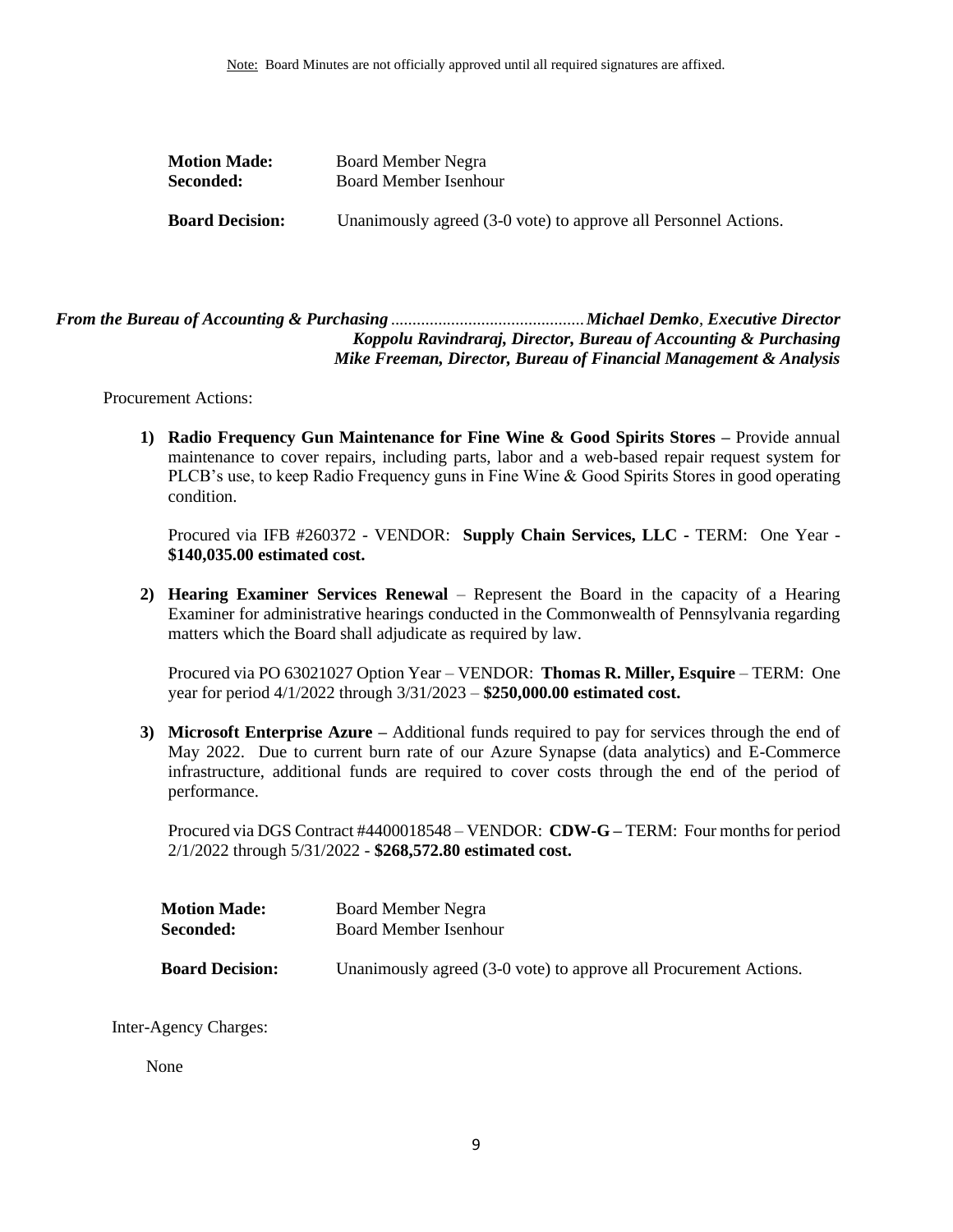Note: Board Minutes are not officially approved until all required signatures are affixed.

**Motion Made:** Board Member Negra
**Seconded:** Board Member Isenhour

**Board Decision:** Unanimously agreed (3-0 vote) to approve all Personnel Actions.

***From the Bureau of Accounting & Purchasing*** ............................................***Michael Demko**, **Executive Director***
***Koppolu Ravindraraj, Director, Bureau of Accounting & Purchasing***
***Mike Freeman, Director, Bureau of Financial Management & Analysis***

Procurement Actions:

1) **Radio Frequency Gun Maintenance for Fine Wine & Good Spirits Stores –** Provide annual maintenance to cover repairs, including parts, labor and a web-based repair request system for PLCB's use, to keep Radio Frequency guns in Fine Wine & Good Spirits Stores in good operating condition.

   Procured via IFB #260372 - VENDOR: **Supply Chain Services, LLC -** TERM: One Year - **$140,035.00 estimated cost.**

2) **Hearing Examiner Services Renewal** – Represent the Board in the capacity of a Hearing Examiner for administrative hearings conducted in the Commonwealth of Pennsylvania regarding matters which the Board shall adjudicate as required by law.

   Procured via PO 63021027 Option Year – VENDOR: **Thomas R. Miller, Esquire** – TERM: One year for period 4/1/2022 through 3/31/2023 – **$250,000.00 estimated cost.**

3) **Microsoft Enterprise Azure –** Additional funds required to pay for services through the end of May 2022. Due to current burn rate of our Azure Synapse (data analytics) and E-Commerce infrastructure, additional funds are required to cover costs through the end of the period of performance.

   Procured via DGS Contract #4400018548 – VENDOR: **CDW-G –** TERM: Four months for period 2/1/2022 through 5/31/2022 - **$268,572.80 estimated cost.**

**Motion Made:** Board Member Negra
**Seconded:** Board Member Isenhour

**Board Decision:** Unanimously agreed (3-0 vote) to approve all Procurement Actions.

Inter-Agency Charges:

None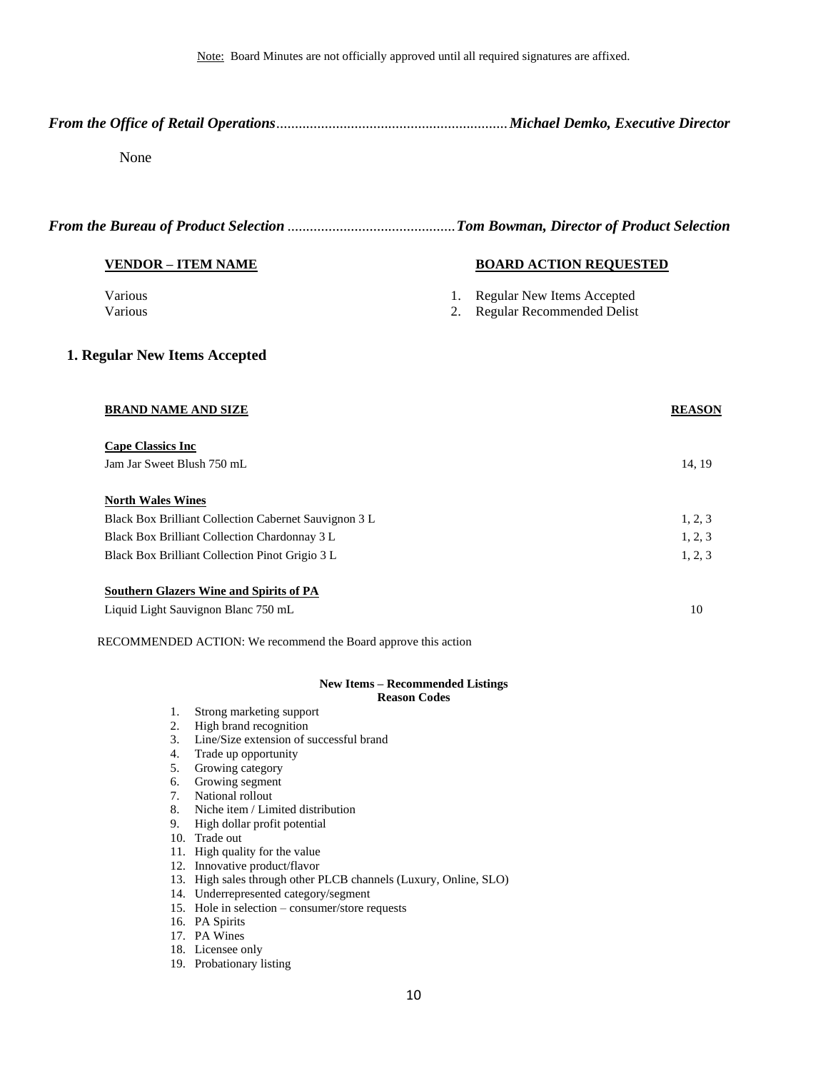Note: Board Minutes are not officially approved until all required signatures are affixed.

***From the Office of Retail Operations**.............................................................**Michael Demko, Executive Director***

None

***From the Bureau of Product Selection** ............................................**Tom Bowman, Director of Product Selection***

| VENDOR – ITEM NAME | BOARD ACTION REQUESTED |
|---|---|
| Various | 1. Regular New Items Accepted |
| Various | 2. Regular Recommended Delist |

### 1. Regular New Items Accepted

| BRAND NAME AND SIZE | REASON |
|---|---|
| **Cape Classics Inc** | |
| Jam Jar Sweet Blush 750 mL | 14, 19 |
| **North Wales Wines** | |
| Black Box Brilliant Collection Cabernet Sauvignon 3 L | 1, 2, 3 |
| Black Box Brilliant Collection Chardonnay 3 L | 1, 2, 3 |
| Black Box Brilliant Collection Pinot Grigio 3 L | 1, 2, 3 |
| **Southern Glazers Wine and Spirits of PA** | |
| Liquid Light Sauvignon Blanc 750 mL | 10 |

RECOMMENDED ACTION: We recommend the Board approve this action

**New Items – Recommended Listings**
**Reason Codes**

1. Strong marketing support
2. High brand recognition
3. Line/Size extension of successful brand
4. Trade up opportunity
5. Growing category
6. Growing segment
7. National rollout
8. Niche item / Limited distribution
9. High dollar profit potential
10. Trade out
11. High quality for the value
12. Innovative product/flavor
13. High sales through other PLCB channels (Luxury, Online, SLO)
14. Underrepresented category/segment
15. Hole in selection – consumer/store requests
16. PA Spirits
17. PA Wines
18. Licensee only
19. Probationary listing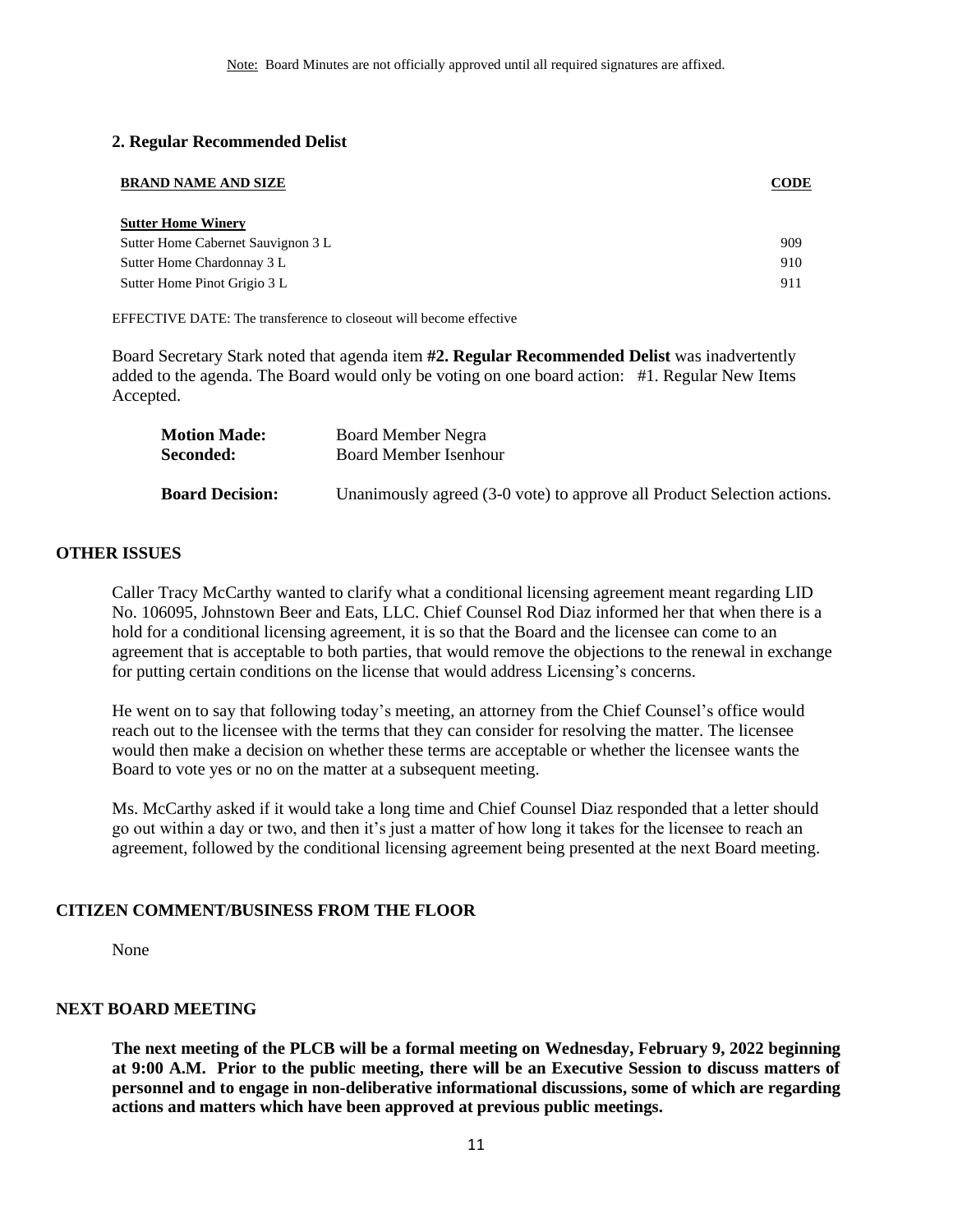Note: Board Minutes are not officially approved until all required signatures are affixed.

### 2. Regular Recommended Delist

| BRAND NAME AND SIZE | CODE |
|---|---|
| **Sutter Home Winery** | |
| Sutter Home Cabernet Sauvignon 3 L | 909 |
| Sutter Home Chardonnay 3 L | 910 |
| Sutter Home Pinot Grigio 3 L | 911 |

EFFECTIVE DATE: The transference to closeout will become effective

Board Secretary Stark noted that agenda item **#2. Regular Recommended Delist** was inadvertently added to the agenda. The Board would only be voting on one board action: #1. Regular New Items Accepted.

**Motion Made:** Board Member Negra
**Seconded:** Board Member Isenhour

**Board Decision:** Unanimously agreed (3-0 vote) to approve all Product Selection actions.

## OTHER ISSUES

Caller Tracy McCarthy wanted to clarify what a conditional licensing agreement meant regarding LID No. 106095, Johnstown Beer and Eats, LLC. Chief Counsel Rod Diaz informed her that when there is a hold for a conditional licensing agreement, it is so that the Board and the licensee can come to an agreement that is acceptable to both parties, that would remove the objections to the renewal in exchange for putting certain conditions on the license that would address Licensing's concerns.

He went on to say that following today's meeting, an attorney from the Chief Counsel's office would reach out to the licensee with the terms that they can consider for resolving the matter. The licensee would then make a decision on whether these terms are acceptable or whether the licensee wants the Board to vote yes or no on the matter at a subsequent meeting.

Ms. McCarthy asked if it would take a long time and Chief Counsel Diaz responded that a letter should go out within a day or two, and then it's just a matter of how long it takes for the licensee to reach an agreement, followed by the conditional licensing agreement being presented at the next Board meeting.

## CITIZEN COMMENT/BUSINESS FROM THE FLOOR

None

## NEXT BOARD MEETING

**The next meeting of the PLCB will be a formal meeting on Wednesday, February 9, 2022 beginning at 9:00 A.M. Prior to the public meeting, there will be an Executive Session to discuss matters of personnel and to engage in non-deliberative informational discussions, some of which are regarding actions and matters which have been approved at previous public meetings.**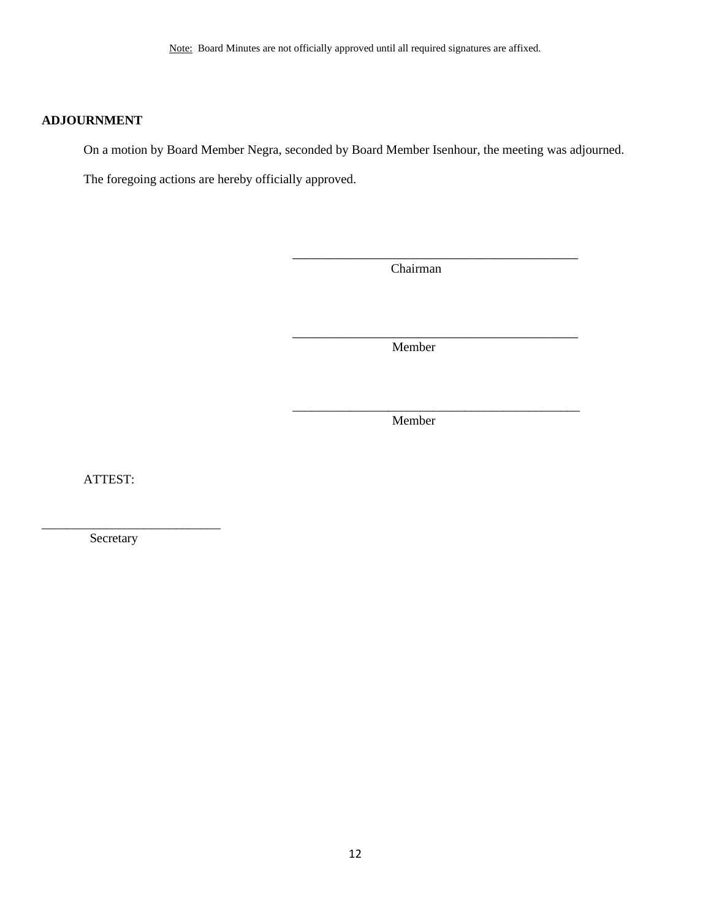Note: Board Minutes are not officially approved until all required signatures are affixed.

**ADJOURNMENT**

On a motion by Board Member Negra, seconded by Board Member Isenhour, the meeting was adjourned.

The foregoing actions are hereby officially approved.

\_\_\_\_\_\_\_\_\_\_\_\_\_\_\_\_\_\_\_\_\_\_\_\_\_\_\_\_\_\_\_\_\_\_\_\_\_\_\_\_\_\_\_\_\_
Chairman

\_\_\_\_\_\_\_\_\_\_\_\_\_\_\_\_\_\_\_\_\_\_\_\_\_\_\_\_\_\_\_\_\_\_\_\_\_\_\_\_\_\_\_\_\_
Member

\_\_\_\_\_\_\_\_\_\_\_\_\_\_\_\_\_\_\_\_\_\_\_\_\_\_\_\_\_\_\_\_\_\_\_\_\_\_\_\_\_\_\_\_\_
Member

ATTEST:

\_\_\_\_\_\_\_\_\_\_\_\_\_\_\_\_\_\_\_\_\_\_\_\_\_\_\_\_
Secretary